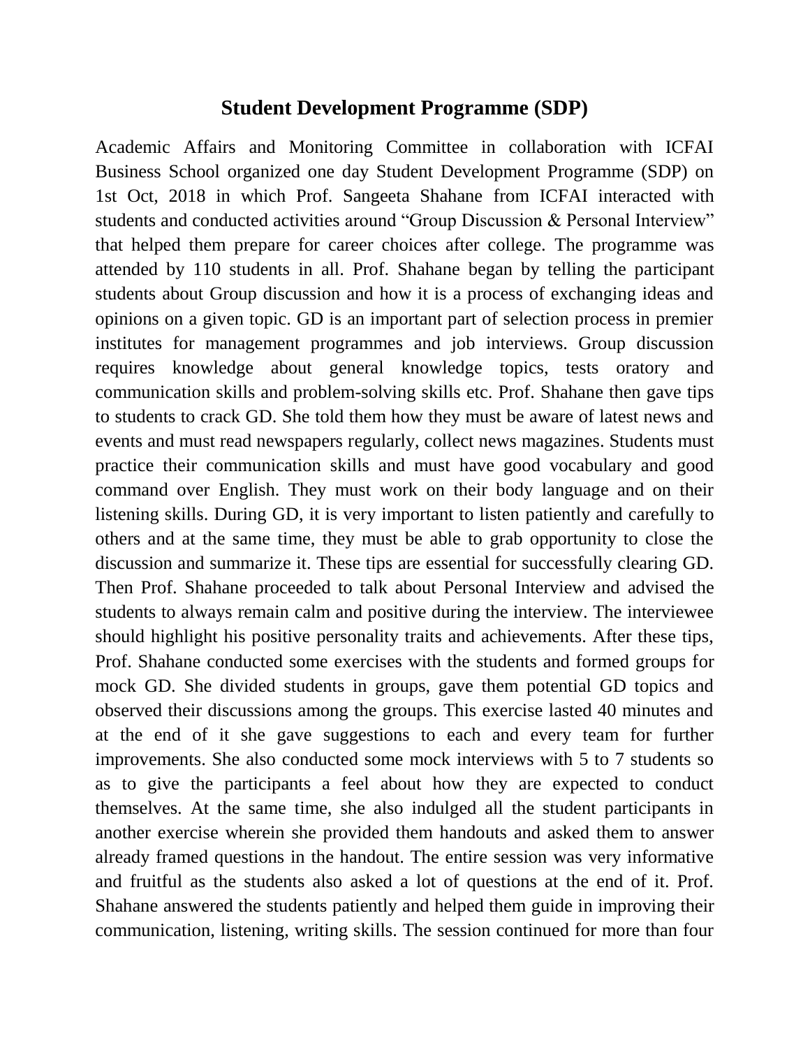# Student Development Programme (SDP)

Academic Affairs and Monitoring Committee in collaboration with ICFAI Business School organized one day Student Development Programme (SDP) on 1st Oct, 2018 in which Prof. Sangeeta Shahane from ICFAI interacted with students and conducted activities around "Group Discussion & Personal Interview" that helped them prepare for career choices after college. The programme was attended by 110 students in all. Prof. Shahane began by telling the participant students about Group discussion and how it is a process of exchanging ideas and opinions on a given topic. GD is an important part of selection process in premier institutes for management programmes and job interviews. Group discussion requires knowledge about general knowledge topics, tests oratory and communication skills and problem-solving skills etc. Prof. Shahane then gave tips to students to crack GD. She told them how they must be aware of latest news and events and must read newspapers regularly, collect news magazines. Students must practice their communication skills and must have good vocabulary and good command over English. They must work on their body language and on their listening skills. During GD, it is very important to listen patiently and carefully to others and at the same time, they must be able to grab opportunity to close the discussion and summarize it. These tips are essential for successfully clearing GD. Then Prof. Shahane proceeded to talk about Personal Interview and advised the students to always remain calm and positive during the interview. The interviewee should highlight his positive personality traits and achievements. After these tips, Prof. Shahane conducted some exercises with the students and formed groups for mock GD. She divided students in groups, gave them potential GD topics and observed their discussions among the groups. This exercise lasted 40 minutes and at the end of it she gave suggestions to each and every team for further improvements. She also conducted some mock interviews with 5 to 7 students so as to give the participants a feel about how they are expected to conduct themselves. At the same time, she also indulged all the student participants in another exercise wherein she provided them handouts and asked them to answer already framed questions in the handout. The entire session was very informative and fruitful as the students also asked a lot of questions at the end of it. Prof. Shahane answered the students patiently and helped them guide in improving their communication, listening, writing skills. The session continued for more than four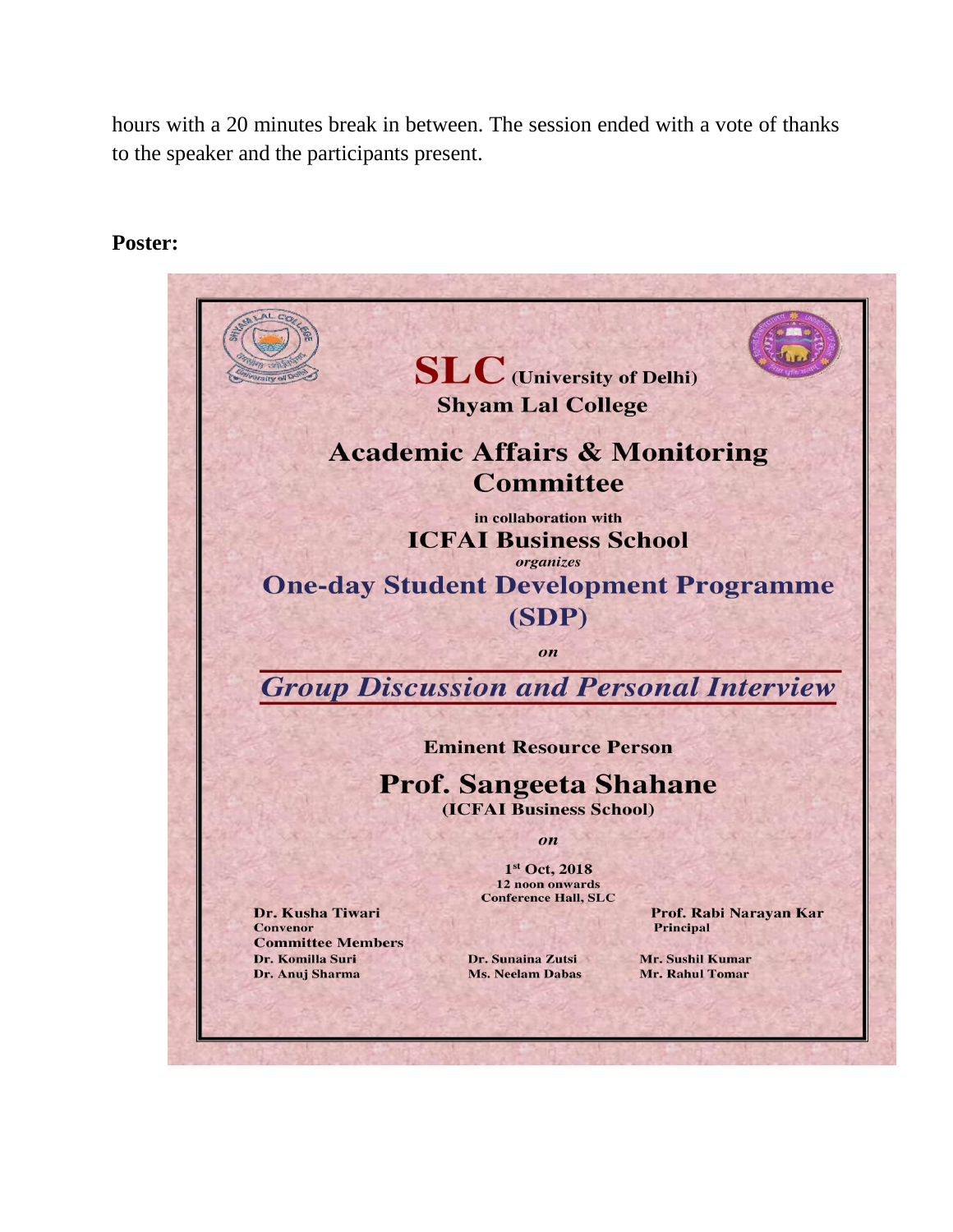hours with a 20 minutes break in between. The session ended with a vote of thanks to the speaker and the participants present.

**Poster:**

**SLC** (University of Delhi)
**Shyam Lal College**

## Academic Affairs & Monitoring Committee

in collaboration with

**ICFAI Business School**

*organizes*

## One-day Student Development Programme (SDP)

*on*

## *Group Discussion and Personal Interview*

**Eminent Resource Person**

**Prof. Sangeeta Shahane**
**(ICFAI Business School)**

*on*

1st Oct, 2018
12 noon onwards
Conference Hall, SLC

**Dr. Kusha Tiwari**
Convenor

**Prof. Rabi Narayan Kar**
Principal

**Committee Members**

Dr. Komilla Suri
Dr. Anuj Sharma
Dr. Sunaina Zutsi
Ms. Neelam Dabas
Mr. Sushil Kumar
Mr. Rahul Tomar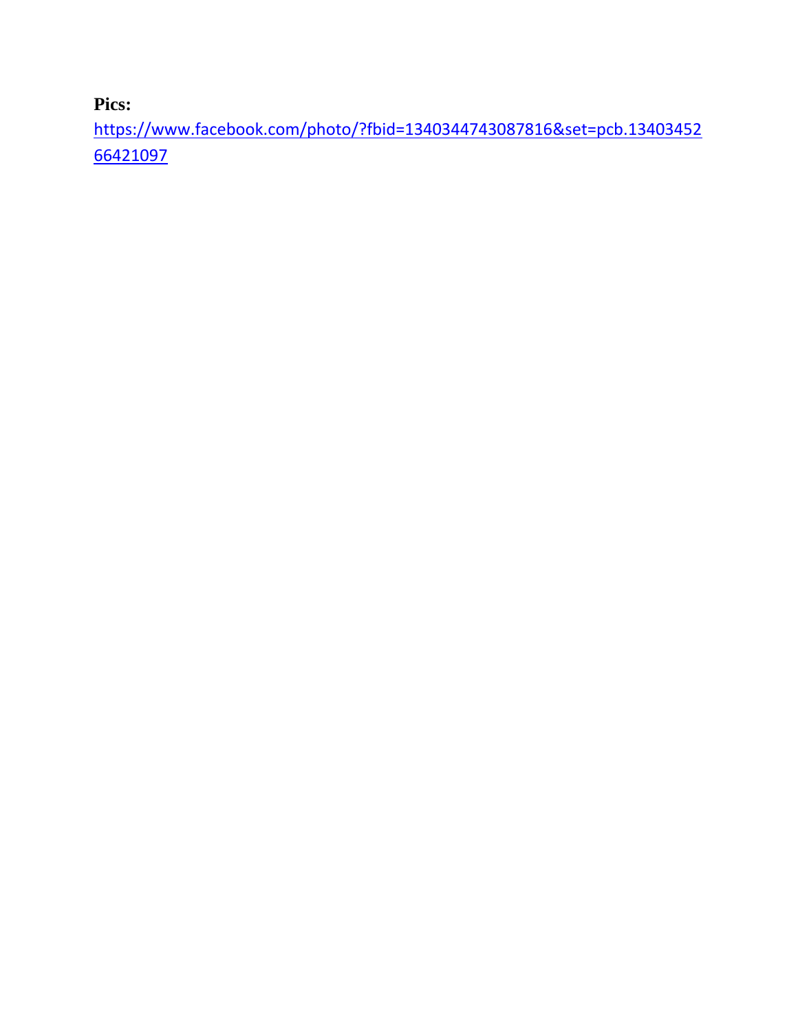**Pics:**

https://www.facebook.com/photo/?fbid=1340344743087816&set=pcb.1340345266421097